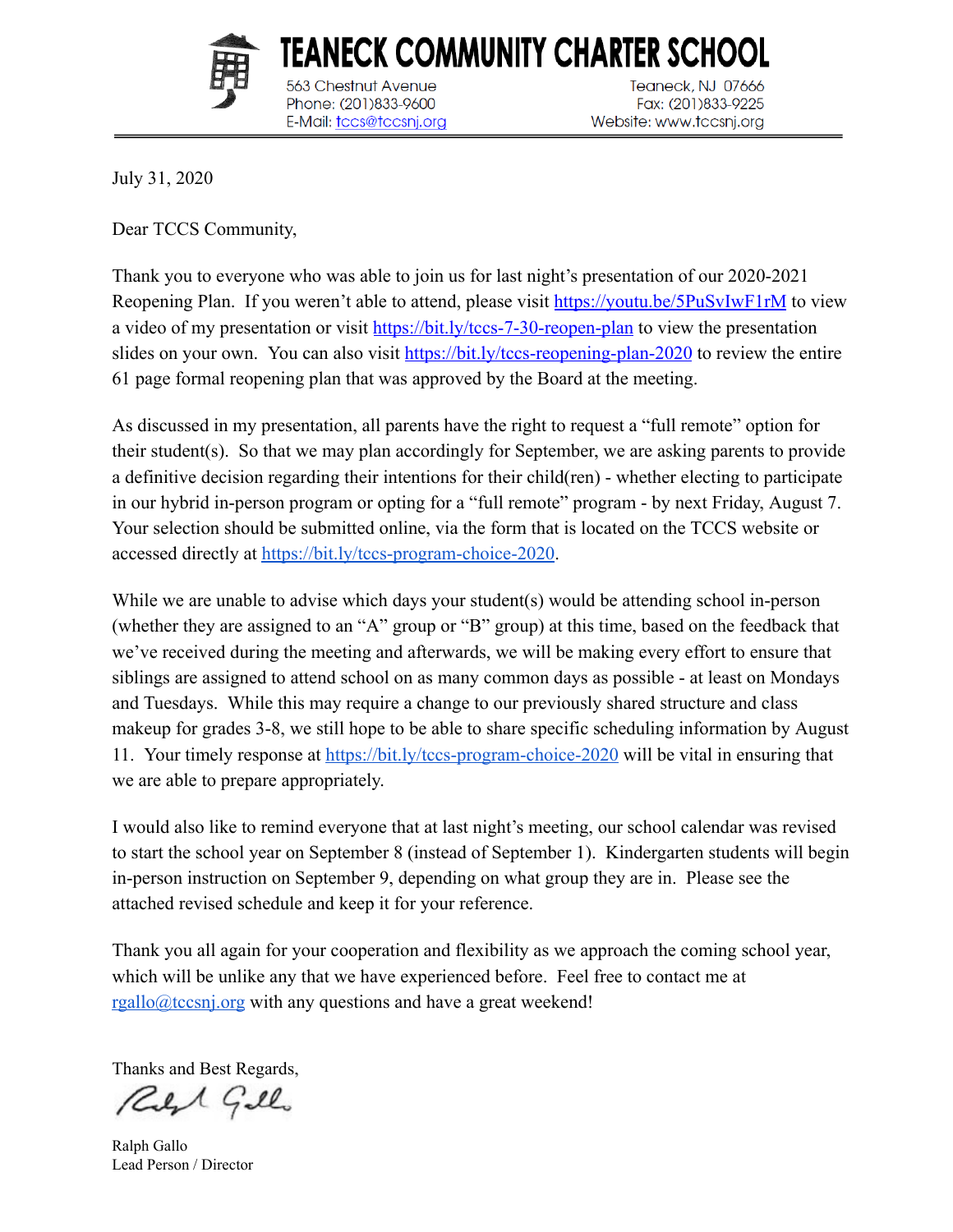# TEANECK COMMUNITY CHARTER SCHOOL

563 Chestnut Avenue
Teaneck, NJ 07666
Phone: (201)833-9600
Fax: (201)833-9225
E-Mail: tccs@tccsnj.org
Website: www.tccsnj.org

---

July 31, 2020

Dear TCCS Community,

Thank you to everyone who was able to join us for last night's presentation of our 2020-2021 Reopening Plan. If you weren't able to attend, please visit https://youtu.be/5PuSvIwF1rM to view a video of my presentation or visit https://bit.ly/tccs-7-30-reopen-plan to view the presentation slides on your own. You can also visit https://bit.ly/tccs-reopening-plan-2020 to review the entire 61 page formal reopening plan that was approved by the Board at the meeting.

As discussed in my presentation, all parents have the right to request a "full remote" option for their student(s). So that we may plan accordingly for September, we are asking parents to provide a definitive decision regarding their intentions for their child(ren) - whether electing to participate in our hybrid in-person program or opting for a "full remote" program - by next Friday, August 7. Your selection should be submitted online, via the form that is located on the TCCS website or accessed directly at https://bit.ly/tccs-program-choice-2020.

While we are unable to advise which days your student(s) would be attending school in-person (whether they are assigned to an "A" group or "B" group) at this time, based on the feedback that we've received during the meeting and afterwards, we will be making every effort to ensure that siblings are assigned to attend school on as many common days as possible - at least on Mondays and Tuesdays. While this may require a change to our previously shared structure and class makeup for grades 3-8, we still hope to be able to share specific scheduling information by August 11. Your timely response at https://bit.ly/tccs-program-choice-2020 will be vital in ensuring that we are able to prepare appropriately.

I would also like to remind everyone that at last night's meeting, our school calendar was revised to start the school year on September 8 (instead of September 1). Kindergarten students will begin in-person instruction on September 9, depending on what group they are in. Please see the attached revised schedule and keep it for your reference.

Thank you all again for your cooperation and flexibility as we approach the coming school year, which will be unlike any that we have experienced before. Feel free to contact me at rgallo@tccsnj.org with any questions and have a great weekend!

Thanks and Best Regards,

Ralph Gallo
Lead Person / Director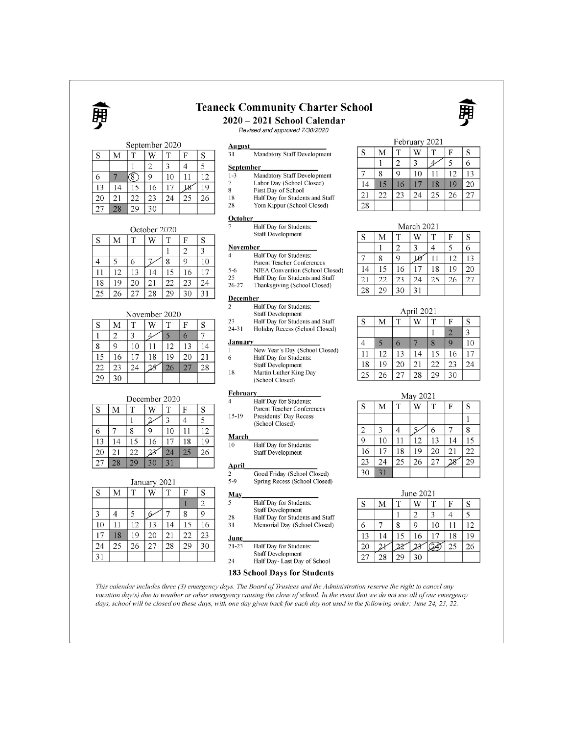# Teaneck Community Charter School

## 2020 – 2021 School Calendar

*Revised and approved 7/30/2020*

**September 2020**

| S | M | T | W | T | F | S |
|---|---|---|---|---|---|---|
| | | 1 | 2 | 3 | 4 | 5 |
| 6 | 7 | 8 | 9 | 10 | 11 | 12 |
| 13 | 14 | 15 | 16 | 17 | 18 | 19 |
| 20 | 21 | 22 | 23 | 24 | 25 | 26 |
| 27 | 28 | 29 | 30 | | | |

**October 2020**

| S | M | T | W | T | F | S |
|---|---|---|---|---|---|---|
| | | | | 1 | 2 | 3 |
| 4 | 5 | 6 | 7 | 8 | 9 | 10 |
| 11 | 12 | 13 | 14 | 15 | 16 | 17 |
| 18 | 19 | 20 | 21 | 22 | 23 | 24 |
| 25 | 26 | 27 | 28 | 29 | 30 | 31 |

**November 2020**

| S | M | T | W | T | F | S |
|---|---|---|---|---|---|---|
| 1 | 2 | 3 | 4 | 5 | 6 | 7 |
| 8 | 9 | 10 | 11 | 12 | 13 | 14 |
| 15 | 16 | 17 | 18 | 19 | 20 | 21 |
| 22 | 23 | 24 | 25 | 26 | 27 | 28 |
| 29 | 30 | | | | | |

**December 2020**

| S | M | T | W | T | F | S |
|---|---|---|---|---|---|---|
| | | 1 | 2 | 3 | 4 | 5 |
| 6 | 7 | 8 | 9 | 10 | 11 | 12 |
| 13 | 14 | 15 | 16 | 17 | 18 | 19 |
| 20 | 21 | 22 | 23 | 24 | 25 | 26 |
| 27 | 28 | 29 | 30 | 31 | | |

**January 2021**

| S | M | T | W | T | F | S |
|---|---|---|---|---|---|---|
| | | | | | 1 | 2 |
| 3 | 4 | 5 | 6 | 7 | 8 | 9 |
| 10 | 11 | 12 | 13 | 14 | 15 | 16 |
| 17 | 18 | 19 | 20 | 21 | 22 | 23 |
| 24 | 25 | 26 | 27 | 28 | 29 | 30 |
| 31 | | | | | | |

**August**
- 31 Mandatory Staff Development

**September**
- 1-3 Mandatory Staff Development
- 7 Labor Day (School Closed)
- 8 First Day of School
- 18 Half Day for Students and Staff
- 28 Yom Kippur (School Closed)

**October**
- 7 Half Day for Students: Staff Development

**November**
- 4 Half Day for Students: Parent Teacher Conferences
- 5-6 NJEA Convention (School Closed)
- 25 Half Day for Students and Staff
- 26-27 Thanksgiving (School Closed)

**December**
- 2 Half Day for Students: Staff Development
- 23 Half Day for Students and Staff
- 24-31 Holiday Recess (School Closed)

**January**
- 1 New Year's Day (School Closed)
- 6 Half Day for Students: Staff Development
- 18 Martin Luther King Day (School Closed)

**February**
- 4 Half Day for Students: Parent Teacher Conferences
- 15-19 Presidents' Day Recess (School Closed)

**March**
- 10 Half Day for Students: Staff Development

**April**
- 2 Good Friday (School Closed)
- 5-9 Spring Recess (School Closed)

**May**
- 5 Half Day for Students: Staff Development
- 28 Half Day for Students and Staff
- 31 Memorial Day (School Closed)

**June**
- 21-23 Half Day for Students: Staff Development
- 24 Half Day- Last Day of School

**183 School Days for Students**

**February 2021**

| S | M | T | W | T | F | S |
|---|---|---|---|---|---|---|
| | 1 | 2 | 3 | 4 | 5 | 6 |
| 7 | 8 | 9 | 10 | 11 | 12 | 13 |
| 14 | 15 | 16 | 17 | 18 | 19 | 20 |
| 21 | 22 | 23 | 24 | 25 | 26 | 27 |
| 28 | | | | | | |

**March 2021**

| S | M | T | W | T | F | S |
|---|---|---|---|---|---|---|
| | 1 | 2 | 3 | 4 | 5 | 6 |
| 7 | 8 | 9 | 10 | 11 | 12 | 13 |
| 14 | 15 | 16 | 17 | 18 | 19 | 20 |
| 21 | 22 | 23 | 24 | 25 | 26 | 27 |
| 28 | 29 | 30 | 31 | | | |

**April 2021**

| S | M | T | W | T | F | S |
|---|---|---|---|---|---|---|
| | | | | 1 | 2 | 3 |
| 4 | 5 | 6 | 7 | 8 | 9 | 10 |
| 11 | 12 | 13 | 14 | 15 | 16 | 17 |
| 18 | 19 | 20 | 21 | 22 | 23 | 24 |
| 25 | 26 | 27 | 28 | 29 | 30 | |

**May 2021**

| S | M | T | W | T | F | S |
|---|---|---|---|---|---|---|
| | | | | | | 1 |
| 2 | 3 | 4 | 5 | 6 | 7 | 8 |
| 9 | 10 | 11 | 12 | 13 | 14 | 15 |
| 16 | 17 | 18 | 19 | 20 | 21 | 22 |
| 23 | 24 | 25 | 26 | 27 | 28 | 29 |
| 30 | 31 | | | | | |

**June 2021**

| S | M | T | W | T | F | S |
|---|---|---|---|---|---|---|
| | | 1 | 2 | 3 | 4 | 5 |
| 6 | 7 | 8 | 9 | 10 | 11 | 12 |
| 13 | 14 | 15 | 16 | 17 | 18 | 19 |
| 20 | 21 | 22 | 23 | 24 | 25 | 26 |
| 27 | 28 | 29 | 30 | | | |

*This calendar includes three (3) emergency days. The Board of Trustees and the Administration reserve the right to cancel any vacation day(s) due to weather or other emergency causing the close of school. In the event that we do not use all of our emergency days, school will be closed on these days, with one day given back for each day not used in the following order: June 24, 23, 22.*